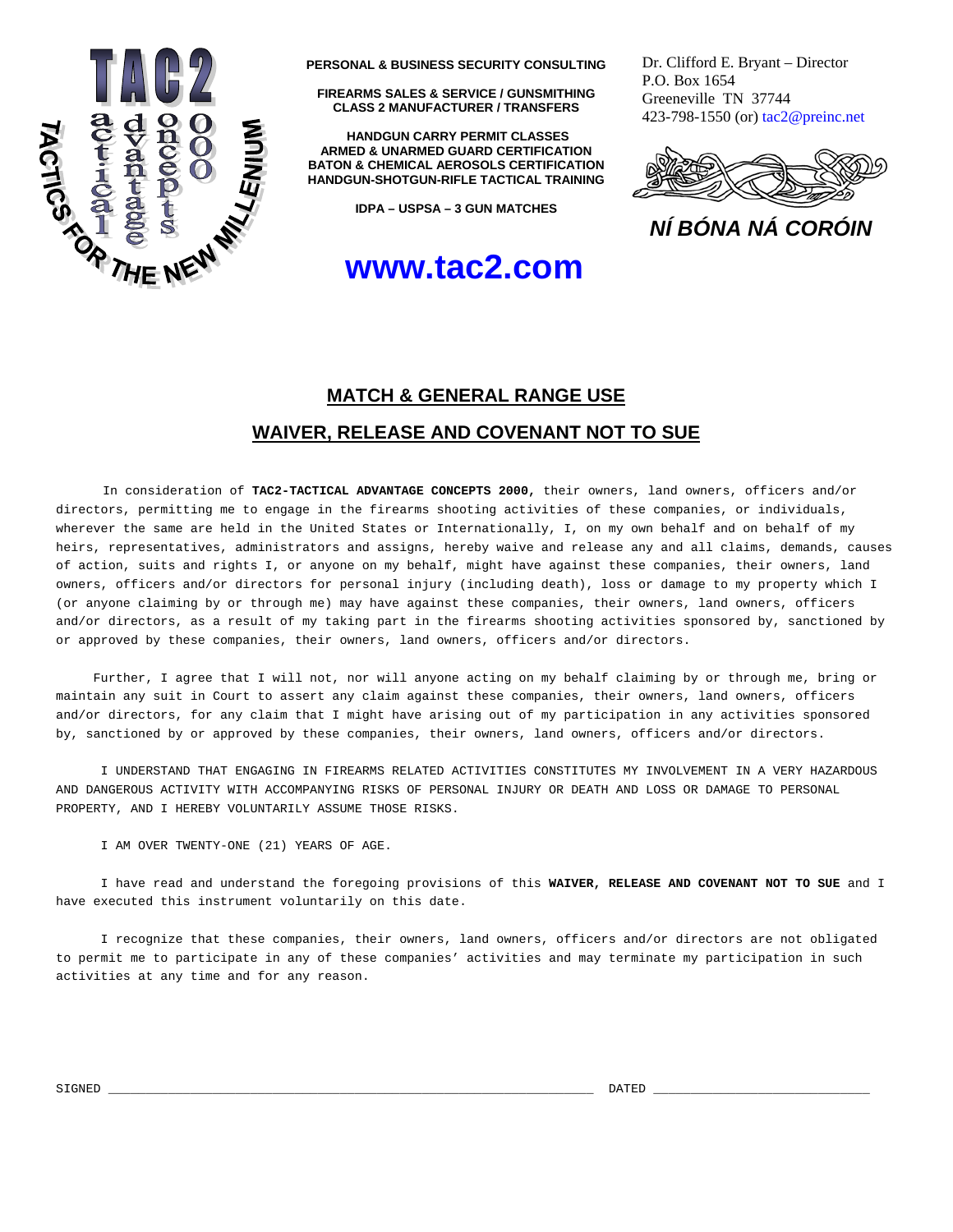TAC2 — tactical advantage concepts 2000 — TACTICS FOR THE NEW MILLENIUM

**PERSONAL & BUSINESS SECURITY CONSULTING**

**FIREARMS SALES & SERVICE / GUNSMITHING**
**CLASS 2 MANUFACTURER / TRANSFERS**

**HANDGUN CARRY PERMIT CLASSES**
**ARMED & UNARMED GUARD CERTIFICATION**
**BATON & CHEMICAL AEROSOLS CERTIFICATION**
**HANDGUN-SHOTGUN-RIFLE TACTICAL TRAINING**

**IDPA – USPSA – 3 GUN MATCHES**

**www.tac2.com**

Dr. Clifford E. Bryant – Director
P.O. Box 1654
Greeneville TN 37744
423-798-1550 (or) tac2@preinc.net

***NÍ BÓNA NÁ CORÓIN***

## MATCH & GENERAL RANGE USE

## WAIVER, RELEASE AND COVENANT NOT TO SUE

In consideration of **TAC2-TACTICAL ADVANTAGE CONCEPTS 2000,** their owners, land owners, officers and/or directors, permitting me to engage in the firearms shooting activities of these companies, or individuals, wherever the same are held in the United States or Internationally, I, on my own behalf and on behalf of my heirs, representatives, administrators and assigns, hereby waive and release any and all claims, demands, causes of action, suits and rights I, or anyone on my behalf, might have against these companies, their owners, land owners, officers and/or directors for personal injury (including death), loss or damage to my property which I (or anyone claiming by or through me) may have against these companies, their owners, land owners, officers and/or directors, as a result of my taking part in the firearms shooting activities sponsored by, sanctioned by or approved by these companies, their owners, land owners, officers and/or directors.

Further, I agree that I will not, nor will anyone acting on my behalf claiming by or through me, bring or maintain any suit in Court to assert any claim against these companies, their owners, land owners, officers and/or directors, for any claim that I might have arising out of my participation in any activities sponsored by, sanctioned by or approved by these companies, their owners, land owners, officers and/or directors.

I UNDERSTAND THAT ENGAGING IN FIREARMS RELATED ACTIVITIES CONSTITUTES MY INVOLVEMENT IN A VERY HAZARDOUS AND DANGEROUS ACTIVITY WITH ACCOMPANYING RISKS OF PERSONAL INJURY OR DEATH AND LOSS OR DAMAGE TO PERSONAL PROPERTY, AND I HEREBY VOLUNTARILY ASSUME THOSE RISKS.

I AM OVER TWENTY-ONE (21) YEARS OF AGE.

I have read and understand the foregoing provisions of this **WAIVER, RELEASE AND COVENANT NOT TO SUE** and I have executed this instrument voluntarily on this date.

I recognize that these companies, their owners, land owners, officers and/or directors are not obligated to permit me to participate in any of these companies' activities and may terminate my participation in such activities at any time and for any reason.

SIGNED _________________________________________________________________ DATED _____________________________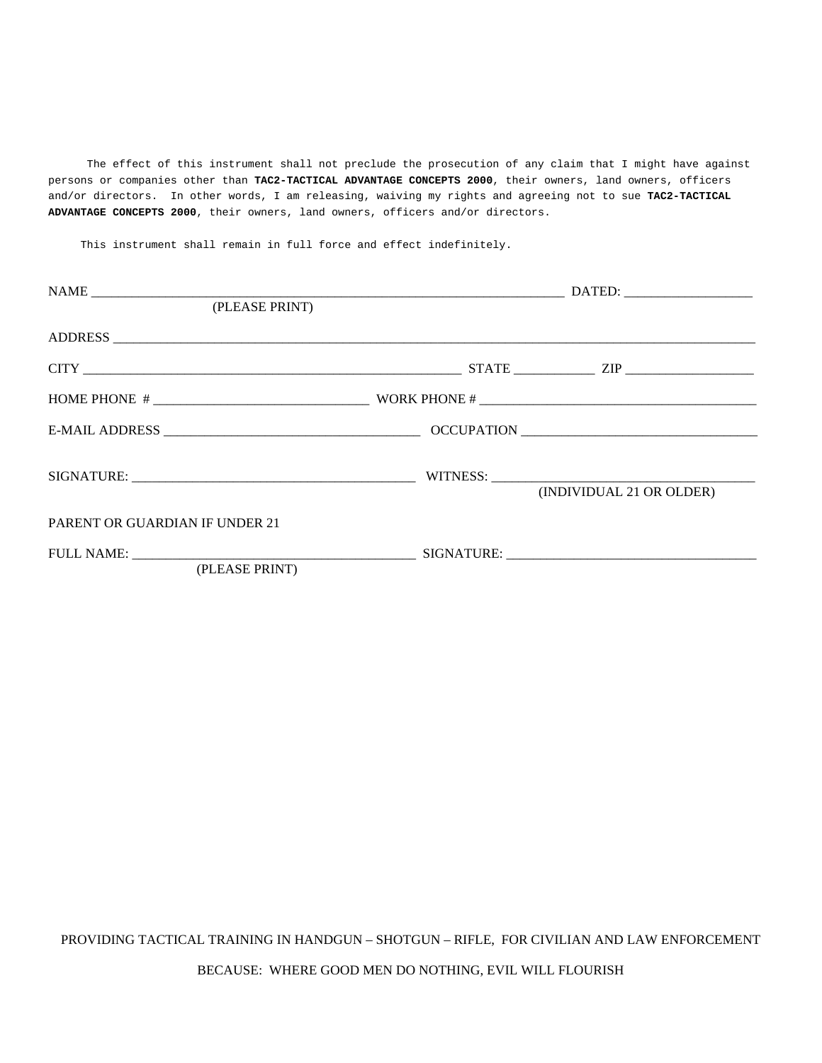The effect of this instrument shall not preclude the prosecution of any claim that I might have against persons or companies other than **TAC2-TACTICAL ADVANTAGE CONCEPTS 2000**, their owners, land owners, officers and/or directors. In other words, I am releasing, waiving my rights and agreeing not to sue **TAC2-TACTICAL ADVANTAGE CONCEPTS 2000**, their owners, land owners, officers and/or directors.

This instrument shall remain in full force and effect indefinitely.

NAME ________________________________________________ DATED: ____________________
(PLEASE PRINT)

ADDRESS ____________________________________________________________________________

CITY ________________________________________ STATE ____________ ZIP ____________________

HOME PHONE # ______________________________ WORK PHONE # ________________________________

E-MAIL ADDRESS ____________________________ OCCUPATION __________________________________

SIGNATURE: ______________________________ WITNESS: _______________________________________
(INDIVIDUAL 21 OR OLDER)

PARENT OR GUARDIAN IF UNDER 21

FULL NAME: ______________________________ SIGNATURE: _____________________________________
(PLEASE PRINT)

PROVIDING TACTICAL TRAINING IN HANDGUN – SHOTGUN – RIFLE, FOR CIVILIAN AND LAW ENFORCEMENT

BECAUSE: WHERE GOOD MEN DO NOTHING, EVIL WILL FLOURISH